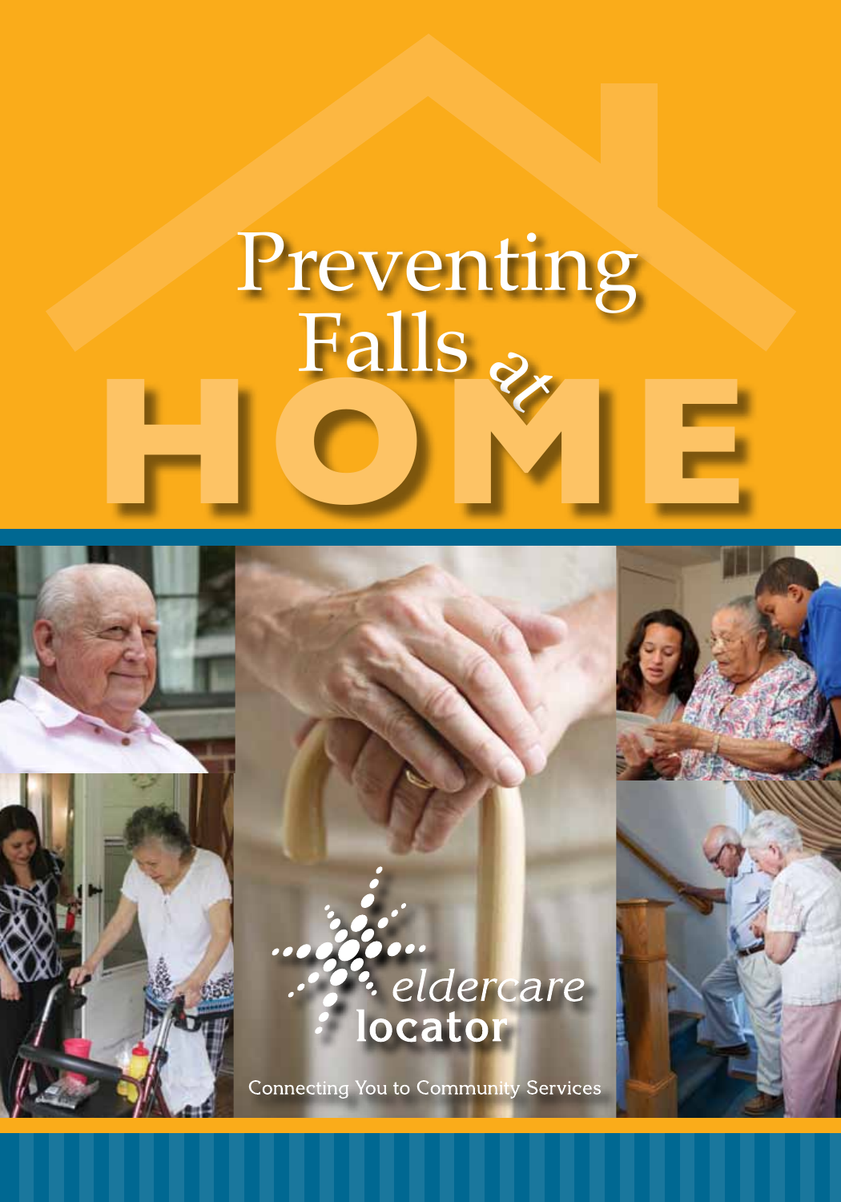# Preventing Falls at HOME

eldercare locator

Connecting You to Community Services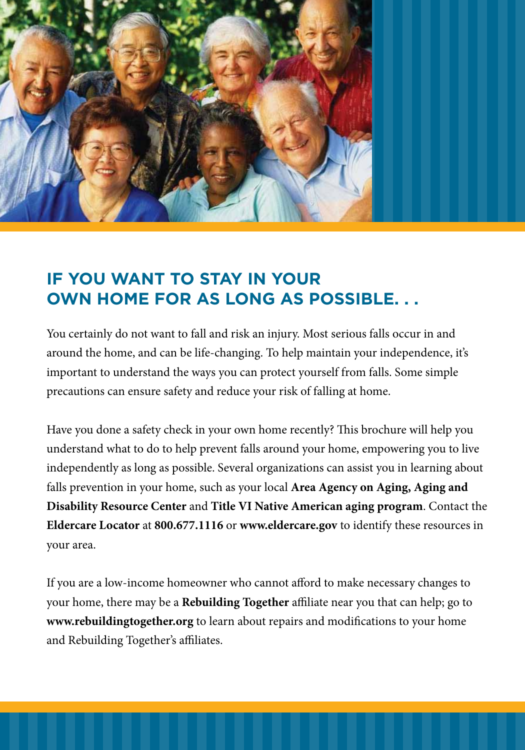## IF YOU WANT TO STAY IN YOUR OWN HOME FOR AS LONG AS POSSIBLE. . .

You certainly do not want to fall and risk an injury. Most serious falls occur in and around the home, and can be life-changing. To help maintain your independence, it's important to understand the ways you can protect yourself from falls. Some simple precautions can ensure safety and reduce your risk of falling at home.

Have you done a safety check in your own home recently? This brochure will help you understand what to do to help prevent falls around your home, empowering you to live independently as long as possible. Several organizations can assist you in learning about falls prevention in your home, such as your local **Area Agency on Aging, Aging and Disability Resource Center** and **Title VI Native American aging program**. Contact the **Eldercare Locator** at **800.677.1116** or **www.eldercare.gov** to identify these resources in your area.

If you are a low-income homeowner who cannot afford to make necessary changes to your home, there may be a **Rebuilding Together** affiliate near you that can help; go to **www.rebuildingtogether.org** to learn about repairs and modifications to your home and Rebuilding Together's affiliates.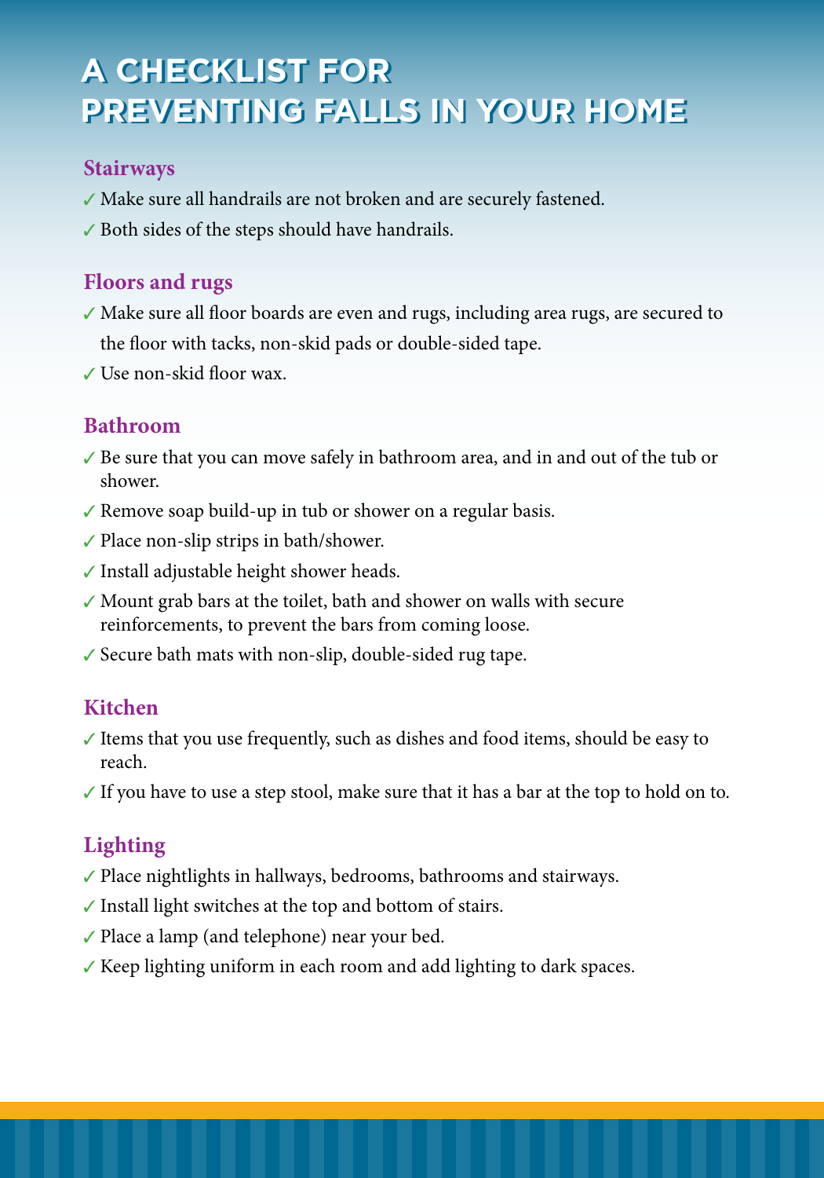# A CHECKLIST FOR PREVENTING FALLS IN YOUR HOME

## Stairways

- ✓ Make sure all handrails are not broken and are securely fastened.
- ✓ Both sides of the steps should have handrails.

## Floors and rugs

- ✓ Make sure all floor boards are even and rugs, including area rugs, are secured to the floor with tacks, non-skid pads or double-sided tape.
- ✓ Use non-skid floor wax.

## Bathroom

- ✓ Be sure that you can move safely in bathroom area, and in and out of the tub or shower.
- ✓ Remove soap build-up in tub or shower on a regular basis.
- ✓ Place non-slip strips in bath/shower.
- ✓ Install adjustable height shower heads.
- ✓ Mount grab bars at the toilet, bath and shower on walls with secure reinforcements, to prevent the bars from coming loose.
- ✓ Secure bath mats with non-slip, double-sided rug tape.

## Kitchen

- ✓ Items that you use frequently, such as dishes and food items, should be easy to reach.
- ✓ If you have to use a step stool, make sure that it has a bar at the top to hold on to.

## Lighting

- ✓ Place nightlights in hallways, bedrooms, bathrooms and stairways.
- ✓ Install light switches at the top and bottom of stairs.
- ✓ Place a lamp (and telephone) near your bed.
- ✓ Keep lighting uniform in each room and add lighting to dark spaces.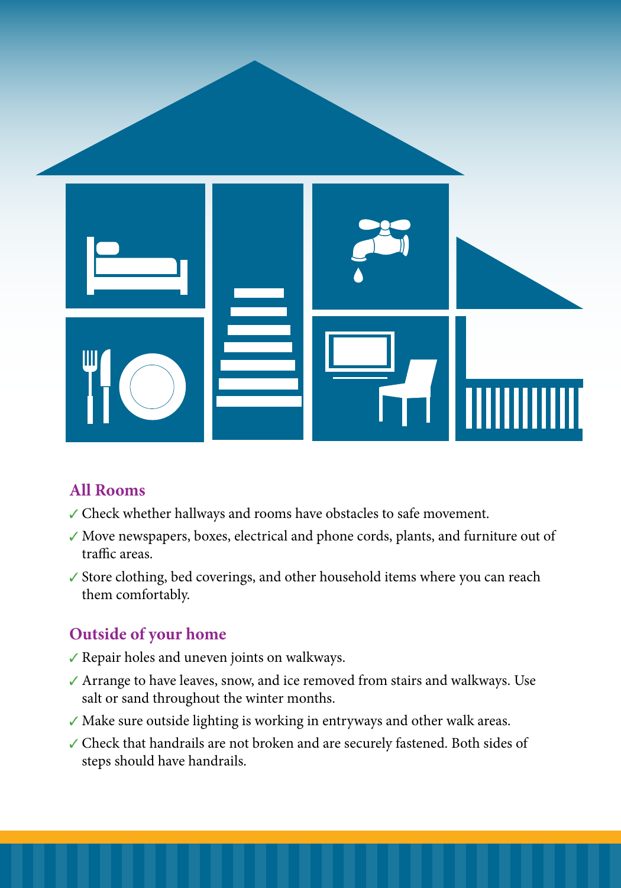## All Rooms

- ✓ Check whether hallways and rooms have obstacles to safe movement.
- ✓ Move newspapers, boxes, electrical and phone cords, plants, and furniture out of traffic areas.
- ✓ Store clothing, bed coverings, and other household items where you can reach them comfortably.

## Outside of your home

- ✓ Repair holes and uneven joints on walkways.
- ✓ Arrange to have leaves, snow, and ice removed from stairs and walkways. Use salt or sand throughout the winter months.
- ✓ Make sure outside lighting is working in entryways and other walk areas.
- ✓ Check that handrails are not broken and are securely fastened. Both sides of steps should have handrails.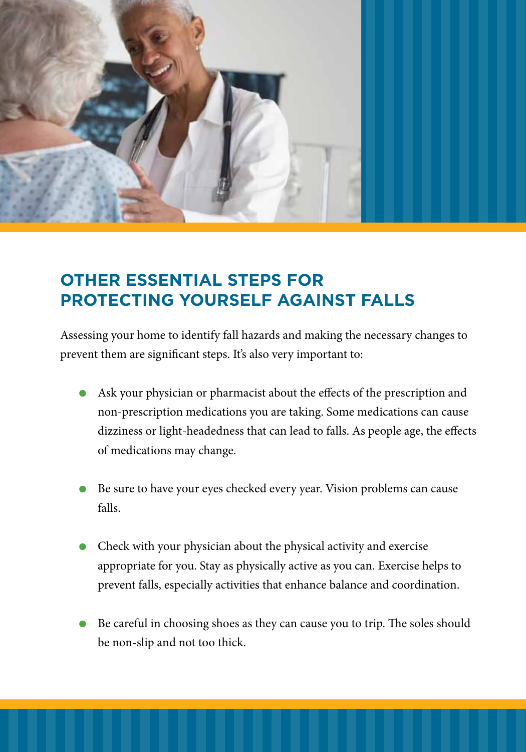## OTHER ESSENTIAL STEPS FOR PROTECTING YOURSELF AGAINST FALLS

Assessing your home to identify fall hazards and making the necessary changes to prevent them are significant steps. It's also very important to:

- Ask your physician or pharmacist about the effects of the prescription and non-prescription medications you are taking. Some medications can cause dizziness or light-headedness that can lead to falls. As people age, the effects of medications may change.

- Be sure to have your eyes checked every year. Vision problems can cause falls.

- Check with your physician about the physical activity and exercise appropriate for you. Stay as physically active as you can. Exercise helps to prevent falls, especially activities that enhance balance and coordination.

- Be careful in choosing shoes as they can cause you to trip. The soles should be non-slip and not too thick.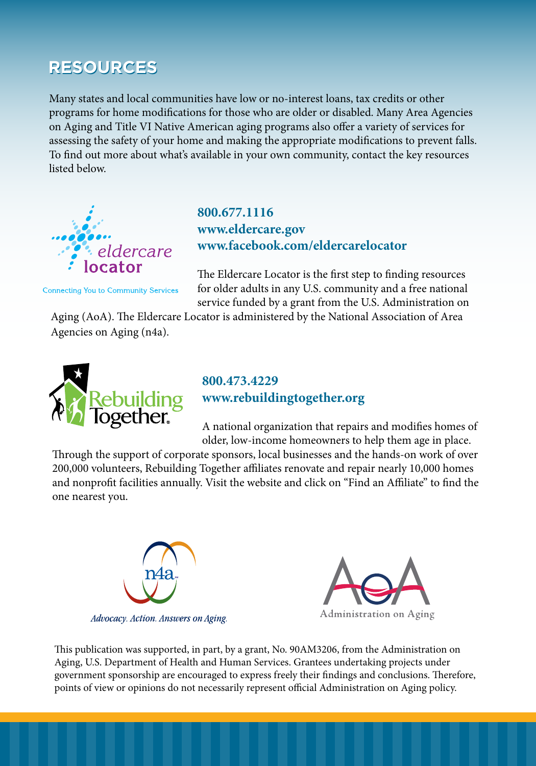## RESOURCES

Many states and local communities have low or no-interest loans, tax credits or other programs for home modifications for those who are older or disabled. Many Area Agencies on Aging and Title VI Native American aging programs also offer a variety of services for assessing the safety of your home and making the appropriate modifications to prevent falls. To find out more about what's available in your own community, contact the key resources listed below.

eldercare locator

Connecting You to Community Services

**800.677.1116**
**www.eldercare.gov**
**www.facebook.com/eldercarelocator**

The Eldercare Locator is the first step to finding resources for older adults in any U.S. community and a free national service funded by a grant from the U.S. Administration on Aging (AoA). The Eldercare Locator is administered by the National Association of Area Agencies on Aging (n4a).

Rebuilding Together.

**800.473.4229**
**www.rebuildingtogether.org**

A national organization that repairs and modifies homes of older, low-income homeowners to help them age in place. Through the support of corporate sponsors, local businesses and the hands-on work of over 200,000 volunteers, Rebuilding Together affiliates renovate and repair nearly 10,000 homes and nonprofit facilities annually. Visit the website and click on "Find an Affiliate" to find the one nearest you.

n4a

*Advocacy. Action. Answers on Aging.*

Administration on Aging

This publication was supported, in part, by a grant, No. 90AM3206, from the Administration on Aging, U.S. Department of Health and Human Services. Grantees undertaking projects under government sponsorship are encouraged to express freely their findings and conclusions. Therefore, points of view or opinions do not necessarily represent official Administration on Aging policy.